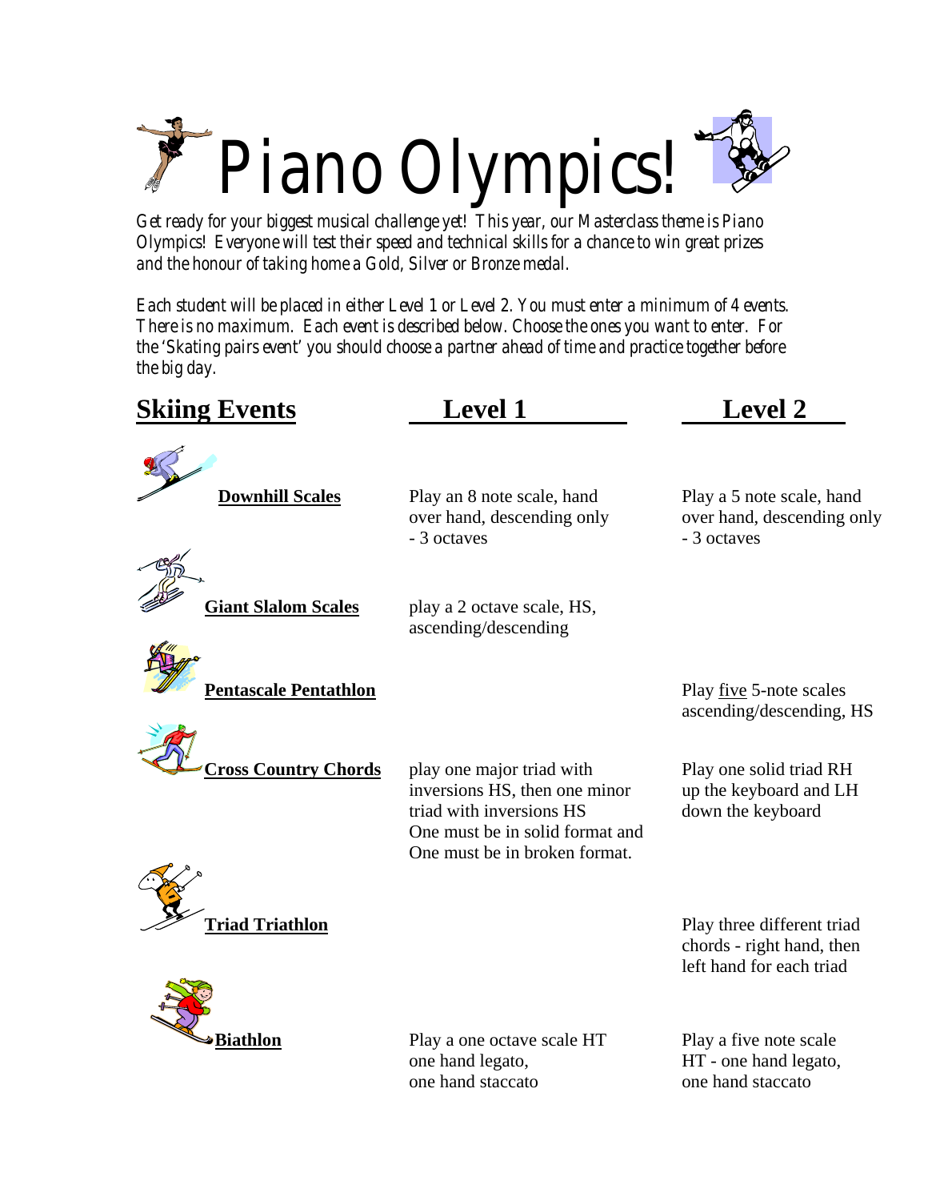# Piano Olympics!

*Get ready for your biggest musical challenge yet! This year, our Masterclass theme is Piano Olympics! Everyone will test their speed and technical skills for a chance to win great prizes and the honour of taking home a Gold, Silver or Bronze medal.*

*Each student will be placed in either Level 1 or Level 2. You must enter a minimum of 4 events. There is no maximum. Each event is described below. Choose the ones you want to enter. For the 'Skating pairs event' you should choose a partner ahead of time and practice together before the big day.*

| Skiing Events | Level 1 | Level 2 |
|---|---|---|
| **Downhill Scales** | Play an 8 note scale, hand over hand, descending only - 3 octaves | Play a 5 note scale, hand over hand, descending only - 3 octaves |
| **Giant Slalom Scales** | play a 2 octave scale, HS, ascending/descending | |
| **Pentascale Pentathlon** | | Play five 5-note scales ascending/descending, HS |
| **Cross Country Chords** | play one major triad with inversions HS, then one minor triad with inversions HS<br>One must be in solid format and One must be in broken format. | Play one solid triad RH up the keyboard and LH down the keyboard |
| **Triad Triathlon** | | Play three different triad chords - right hand, then left hand for each triad |
| **Biathlon** | Play a one octave scale HT one hand legato, one hand staccato | Play a five note scale HT - one hand legato, one hand staccato |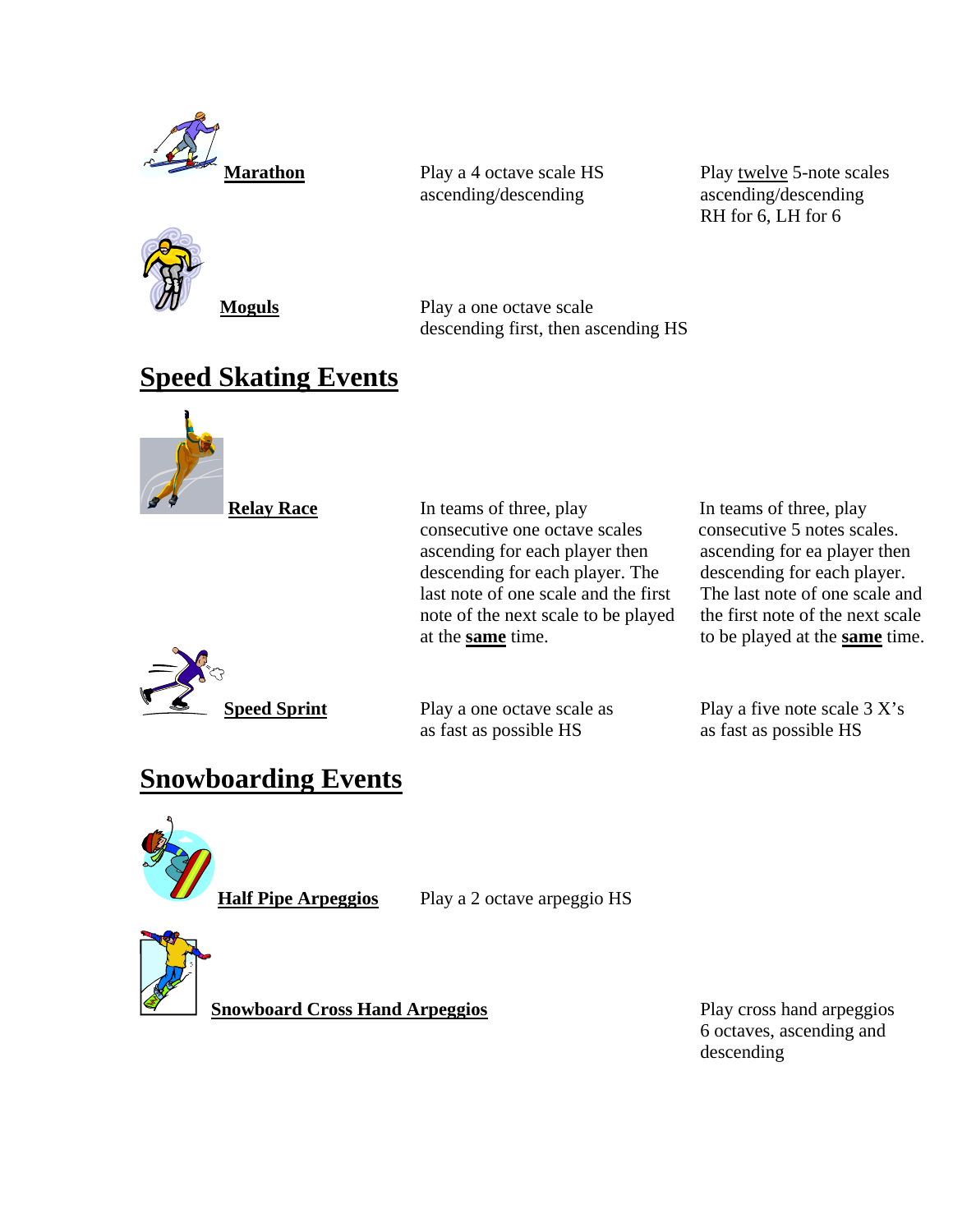| | | |
|---|---|---|
| **Marathon** | Play a 4 octave scale HS ascending/descending | Play twelve 5-note scales ascending/descending RH for 6, LH for 6 |
| **Moguls** | Play a one octave scale descending first, then ascending HS | |

## Speed Skating Events

| | | |
|---|---|---|
| **Relay Race** | In teams of three, play consecutive one octave scales ascending for each player then descending for each player. The last note of one scale and the first note of the next scale to be played at the **same** time. | In teams of three, play consecutive 5 notes scales. ascending for ea player then descending for each player. The last note of one scale and the first note of the next scale to be played at the **same** time. |
| **Speed Sprint** | Play a one octave scale as as fast as possible HS | Play a five note scale 3 X's as fast as possible HS |

## Snowboarding Events

| | | |
|---|---|---|
| **Half Pipe Arpeggios** | Play a 2 octave arpeggio HS | |
| **Snowboard Cross Hand Arpeggios** | | Play cross hand arpeggios 6 octaves, ascending and descending |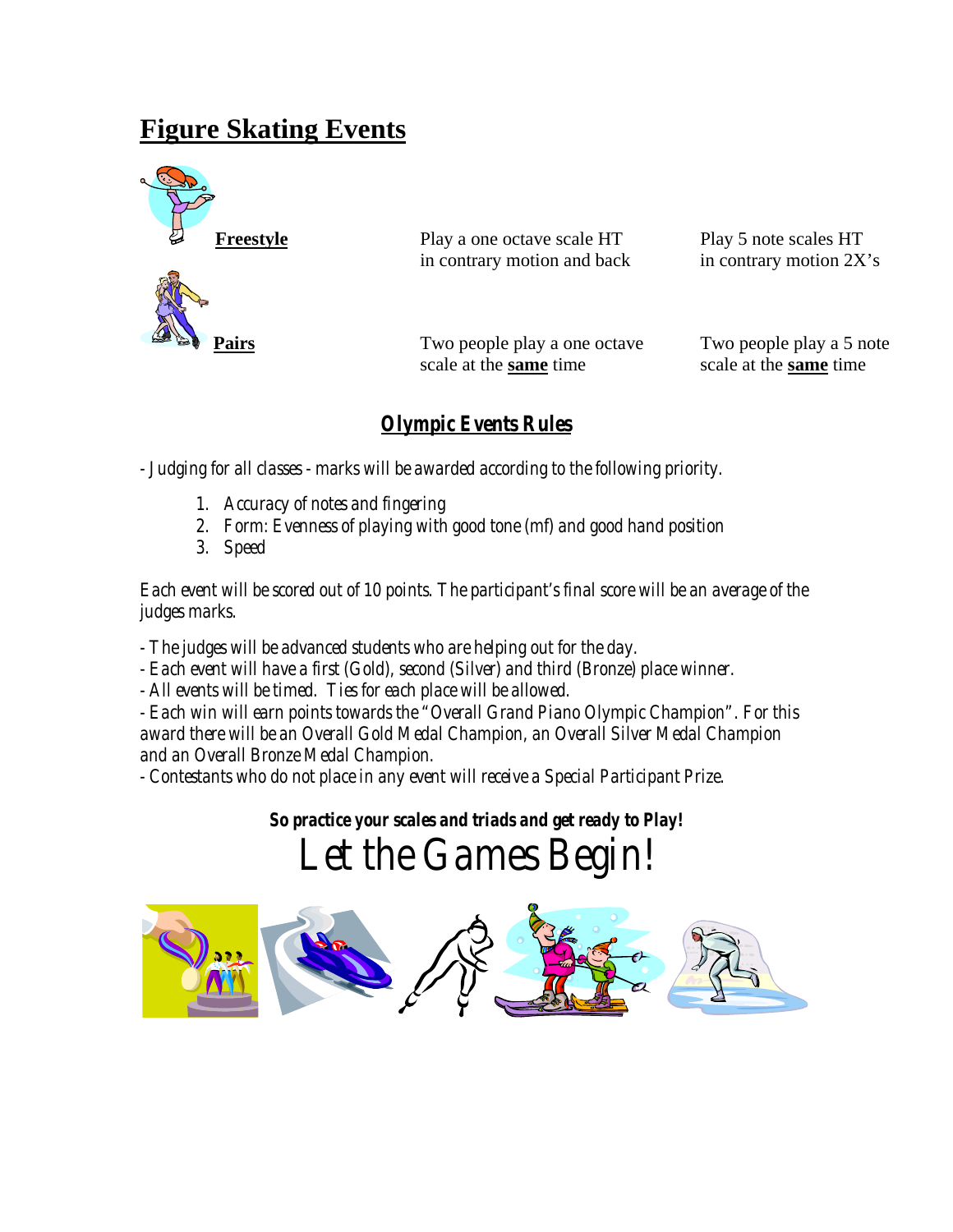# Figure Skating Events

| | | |
|---|---|---|
| **Freestyle** | Play a one octave scale HT in contrary motion and back | Play 5 note scales HT in contrary motion 2X's |
| **Pairs** | Two people play a one octave scale at the **same** time | Two people play a 5 note scale at the **same** time |

## Olympic Events Rules

*- Judging for all classes - marks will be awarded according to the following priority.*

1. *Accuracy of notes and fingering*
2. *Form: Evenness of playing with good tone (mf) and good hand position*
3. *Speed*

*Each event will be scored out of 10 points. The participant's final score will be an average of the judges marks.*

*- The judges will be advanced students who are helping out for the day.*
*- Each event will have a first (Gold), second (Silver) and third (Bronze) place winner.*
*- All events will be timed. Ties for each place will be allowed.*
*- Each win will earn points towards the "Overall Grand Piano Olympic Champion". For this award there will be an Overall Gold Medal Champion, an Overall Silver Medal Champion and an Overall Bronze Medal Champion.*
*- Contestants who do not place in any event will receive a Special Participant Prize.*

***So practice your scales and triads and get ready to Play!***

# *Let the Games Begin!*